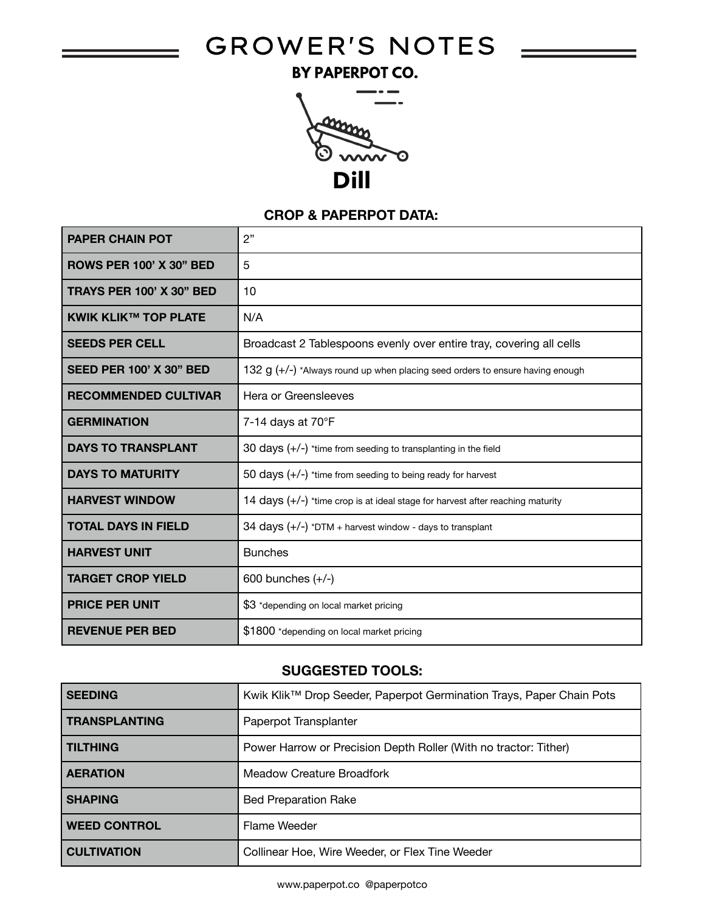# GROWER'S NOTES

## BY PAPERPOT CO.

# Dill

### CROP & PAPERPOT DATA:

| | |
|---|---|
| **PAPER CHAIN POT** | 2” |
| **ROWS PER 100’ X 30” BED** | 5 |
| **TRAYS PER 100’ X 30” BED** | 10 |
| **KWIK KLIK™ TOP PLATE** | N/A |
| **SEEDS PER CELL** | Broadcast 2 Tablespoons evenly over entire tray, covering all cells |
| **SEED PER 100’ X 30” BED** | 132 g (+/-) *Always round up when placing seed orders to ensure having enough |
| **RECOMMENDED CULTIVAR** | Hera or Greensleeves |
| **GERMINATION** | 7-14 days at 70°F |
| **DAYS TO TRANSPLANT** | 30 days (+/-) *time from seeding to transplanting in the field |
| **DAYS TO MATURITY** | 50 days (+/-) *time from seeding to being ready for harvest |
| **HARVEST WINDOW** | 14 days (+/-) *time crop is at ideal stage for harvest after reaching maturity |
| **TOTAL DAYS IN FIELD** | 34 days (+/-) *DTM + harvest window - days to transplant |
| **HARVEST UNIT** | Bunches |
| **TARGET CROP YIELD** | 600 bunches (+/-) |
| **PRICE PER UNIT** | $3 *depending on local market pricing |
| **REVENUE PER BED** | $1800 *depending on local market pricing |

### SUGGESTED TOOLS:

| | |
|---|---|
| **SEEDING** | Kwik Klik™ Drop Seeder, Paperpot Germination Trays, Paper Chain Pots |
| **TRANSPLANTING** | Paperpot Transplanter |
| **TILTHING** | Power Harrow or Precision Depth Roller (With no tractor: Tither) |
| **AERATION** | Meadow Creature Broadfork |
| **SHAPING** | Bed Preparation Rake |
| **WEED CONTROL** | Flame Weeder |
| **CULTIVATION** | Collinear Hoe, Wire Weeder, or Flex Tine Weeder |

www.paperpot.co @paperpotco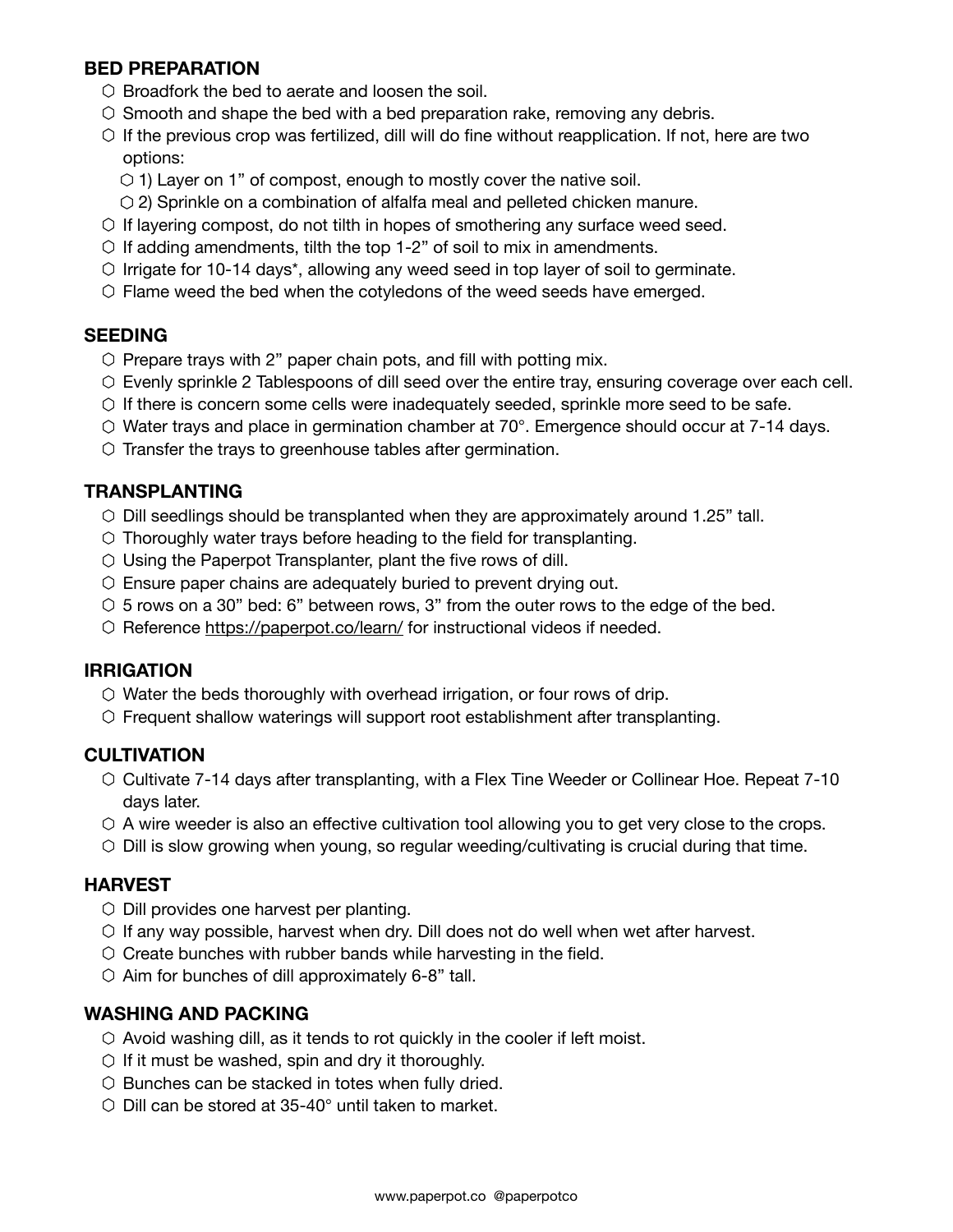## BED PREPARATION

- Broadfork the bed to aerate and loosen the soil.
- Smooth and shape the bed with a bed preparation rake, removing any debris.
- If the previous crop was fertilized, dill will do fine without reapplication. If not, here are two options:
  - 1) Layer on 1" of compost, enough to mostly cover the native soil.
  - 2) Sprinkle on a combination of alfalfa meal and pelleted chicken manure.
- If layering compost, do not tilth in hopes of smothering any surface weed seed.
- If adding amendments, tilth the top 1-2" of soil to mix in amendments.
- Irrigate for 10-14 days*, allowing any weed seed in top layer of soil to germinate.
- Flame weed the bed when the cotyledons of the weed seeds have emerged.

## SEEDING

- Prepare trays with 2" paper chain pots, and fill with potting mix.
- Evenly sprinkle 2 Tablespoons of dill seed over the entire tray, ensuring coverage over each cell.
- If there is concern some cells were inadequately seeded, sprinkle more seed to be safe.
- Water trays and place in germination chamber at 70°. Emergence should occur at 7-14 days.
- Transfer the trays to greenhouse tables after germination.

## TRANSPLANTING

- Dill seedlings should be transplanted when they are approximately around 1.25" tall.
- Thoroughly water trays before heading to the field for transplanting.
- Using the Paperpot Transplanter, plant the five rows of dill.
- Ensure paper chains are adequately buried to prevent drying out.
- 5 rows on a 30" bed: 6" between rows, 3" from the outer rows to the edge of the bed.
- Reference https://paperpot.co/learn/ for instructional videos if needed.

## IRRIGATION

- Water the beds thoroughly with overhead irrigation, or four rows of drip.
- Frequent shallow waterings will support root establishment after transplanting.

## CULTIVATION

- Cultivate 7-14 days after transplanting, with a Flex Tine Weeder or Collinear Hoe. Repeat 7-10 days later.
- A wire weeder is also an effective cultivation tool allowing you to get very close to the crops.
- Dill is slow growing when young, so regular weeding/cultivating is crucial during that time.

## HARVEST

- Dill provides one harvest per planting.
- If any way possible, harvest when dry. Dill does not do well when wet after harvest.
- Create bunches with rubber bands while harvesting in the field.
- Aim for bunches of dill approximately 6-8" tall.

## WASHING AND PACKING

- Avoid washing dill, as it tends to rot quickly in the cooler if left moist.
- If it must be washed, spin and dry it thoroughly.
- Bunches can be stacked in totes when fully dried.
- Dill can be stored at 35-40° until taken to market.